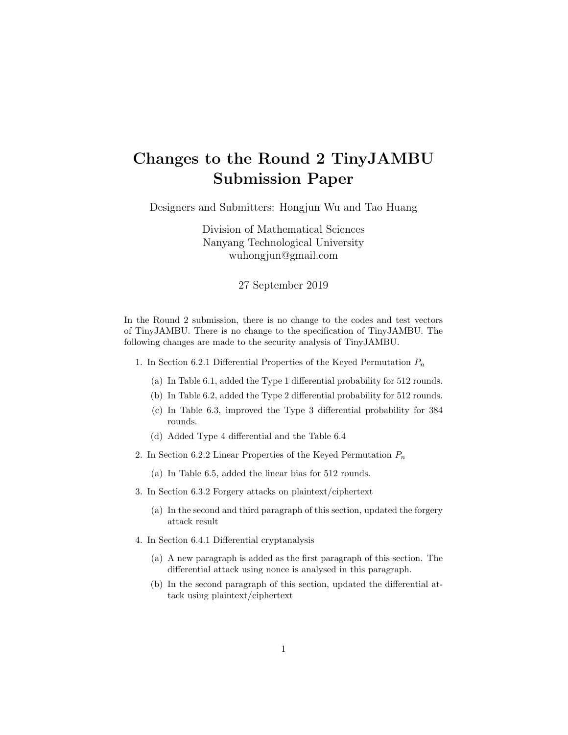# Changes to the Round 2 TinyJAMBU Submission Paper

Designers and Submitters: Hongjun Wu and Tao Huang

Division of Mathematical Sciences
Nanyang Technological University
wuhongjun@gmail.com

27 September 2019

In the Round 2 submission, there is no change to the codes and test vectors of TinyJAMBU. There is no change to the specification of TinyJAMBU. The following changes are made to the security analysis of TinyJAMBU.

1. In Section 6.2.1 Differential Properties of the Keyed Permutation $P_n$
   - (a) In Table 6.1, added the Type 1 differential probability for 512 rounds.
   - (b) In Table 6.2, added the Type 2 differential probability for 512 rounds.
   - (c) In Table 6.3, improved the Type 3 differential probability for 384 rounds.
   - (d) Added Type 4 differential and the Table 6.4
2. In Section 6.2.2 Linear Properties of the Keyed Permutation $P_n$
   - (a) In Table 6.5, added the linear bias for 512 rounds.
3. In Section 6.3.2 Forgery attacks on plaintext/ciphertext
   - (a) In the second and third paragraph of this section, updated the forgery attack result
4. In Section 6.4.1 Differential cryptanalysis
   - (a) A new paragraph is added as the first paragraph of this section. The differential attack using nonce is analysed in this paragraph.
   - (b) In the second paragraph of this section, updated the differential attack using plaintext/ciphertext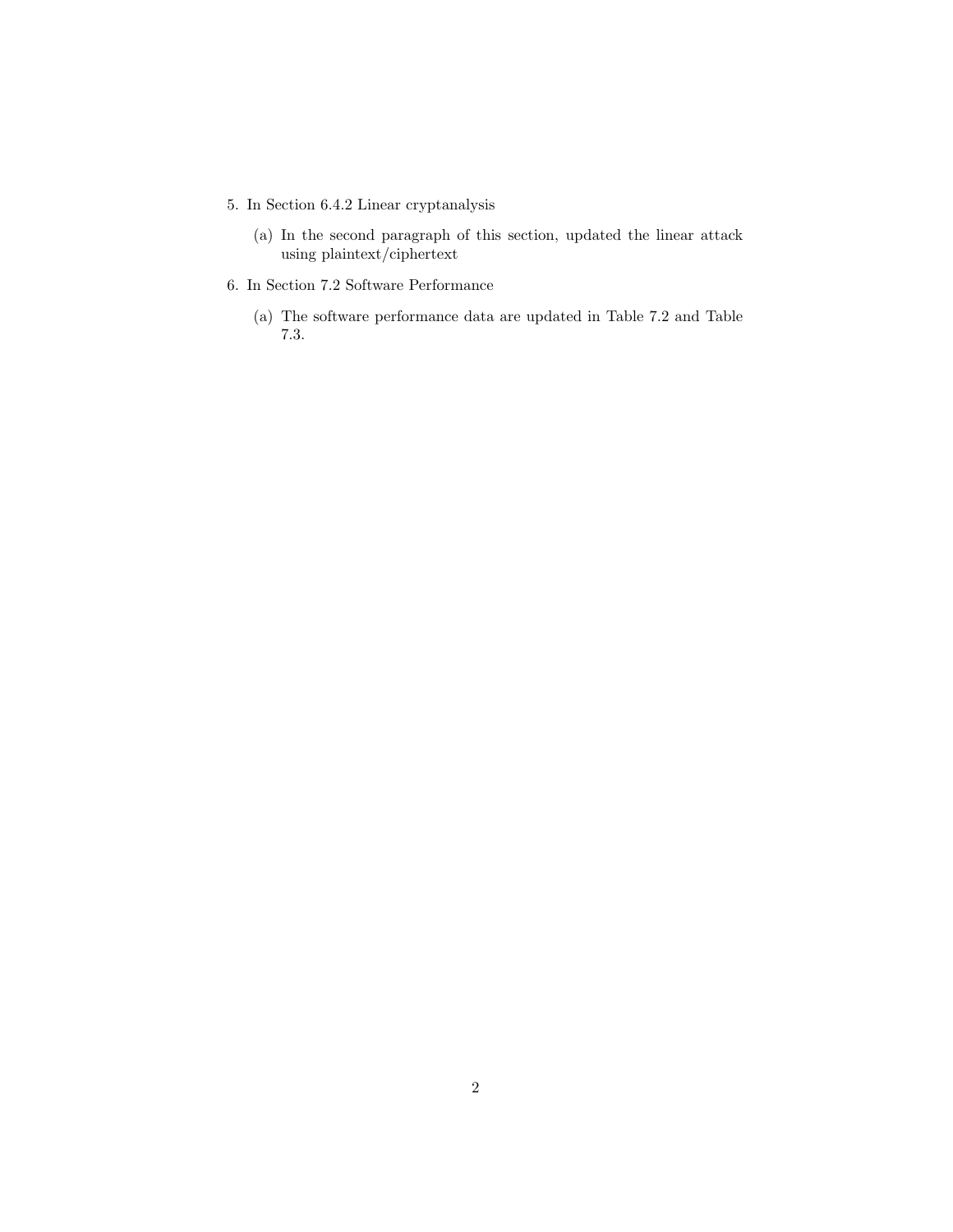5. In Section 6.4.2 Linear cryptanalysis

    (a) In the second paragraph of this section, updated the linear attack using plaintext/ciphertext

6. In Section 7.2 Software Performance

    (a) The software performance data are updated in Table 7.2 and Table 7.3.